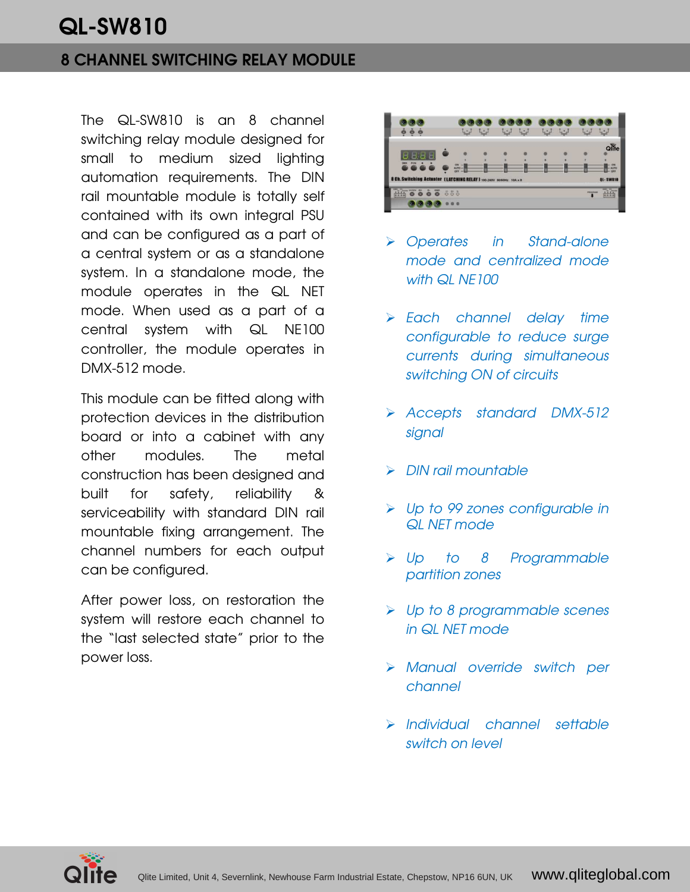# QL-SW810

## 8 CHANNEL SWITCHING RELAY MODULE

The QL-SW810 is an 8 channel switching relay module designed for small to medium sized lighting automation requirements. The DIN rail mountable module is totally self contained with its own integral PSU and can be configured as a part of a central system or as a standalone system. In a standalone mode, the module operates in the QL NET mode. When used as a part of a central system with QL NE100 controller, the module operates in DMX-512 mode.

This module can be fitted along with protection devices in the distribution board or into a cabinet with any other modules. The metal construction has been designed and built for safety, reliability & serviceability with standard DIN rail mountable fixing arrangement. The channel numbers for each output can be configured.

After power loss, on restoration the system will restore each channel to the "last selected state" prior to the power loss.

- *Operates in Stand-alone mode and centralized mode with QL NE100*
- *Each channel delay time configurable to reduce surge currents during simultaneous switching ON of circuits*
- *Accepts standard DMX-512 signal*
- *DIN rail mountable*
- *Up to 99 zones configurable in QL NET mode*
- *Up to 8 Programmable partition zones*
- *Up to 8 programmable scenes in QL NET mode*
- *Manual override switch per channel*
- *Individual channel settable switch on level*

Qlite Limited, Unit 4, Severnlink, Newhouse Farm Industrial Estate, Chepstow, NP16 6UN, UK www.qliteglobal.com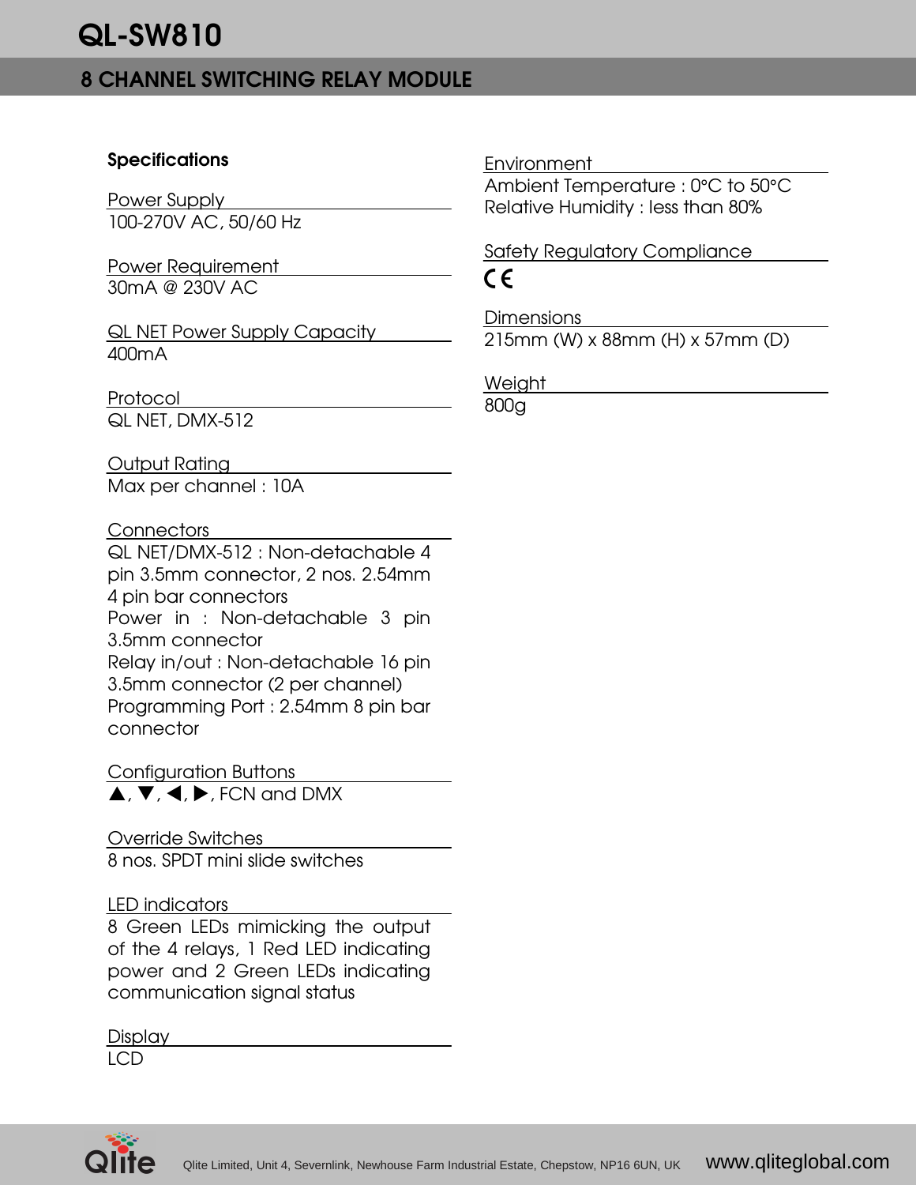# QL-SW810

## 8 CHANNEL SWITCHING RELAY MODULE

### Specifications

**Power Supply**

100-270V AC, 50/60 Hz

**Power Requirement**

30mA @ 230V AC

**QL NET Power Supply Capacity**

400mA

**Protocol**

QL NET, DMX-512

**Output Rating**

Max per channel : 10A

**Connectors**

QL NET/DMX-512 : Non-detachable 4 pin 3.5mm connector, 2 nos. 2.54mm 4 pin bar connectors
Power in : Non-detachable 3 pin 3.5mm connector
Relay in/out : Non-detachable 16 pin 3.5mm connector (2 per channel)
Programming Port : 2.54mm 8 pin bar connector

**Configuration Buttons**

▲, ▼, ◀, ▶, FCN and DMX

**Override Switches**

8 nos. SPDT mini slide switches

**LED indicators**

8 Green LEDs mimicking the output of the 4 relays, 1 Red LED indicating power and 2 Green LEDs indicating communication signal status

**Display**

LCD

**Environment**

Ambient Temperature : 0°C to 50°C
Relative Humidity : less than 80%

**Safety Regulatory Compliance**

CE

**Dimensions**

215mm (W) x 88mm (H) x 57mm (D)

**Weight**

800g

Qlite Limited, Unit 4, Severnlink, Newhouse Farm Industrial Estate, Chepstow, NP16 6UN, UK www.qliteglobal.com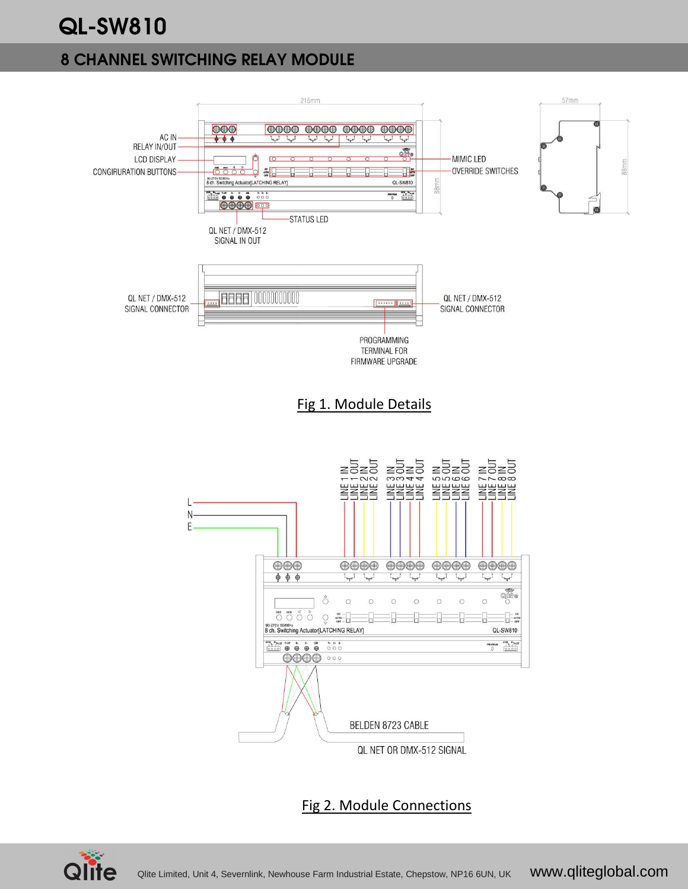# QL-SW810

## 8 CHANNEL SWITCHING RELAY MODULE

Fig 1. Module Details

Fig 2. Module Connections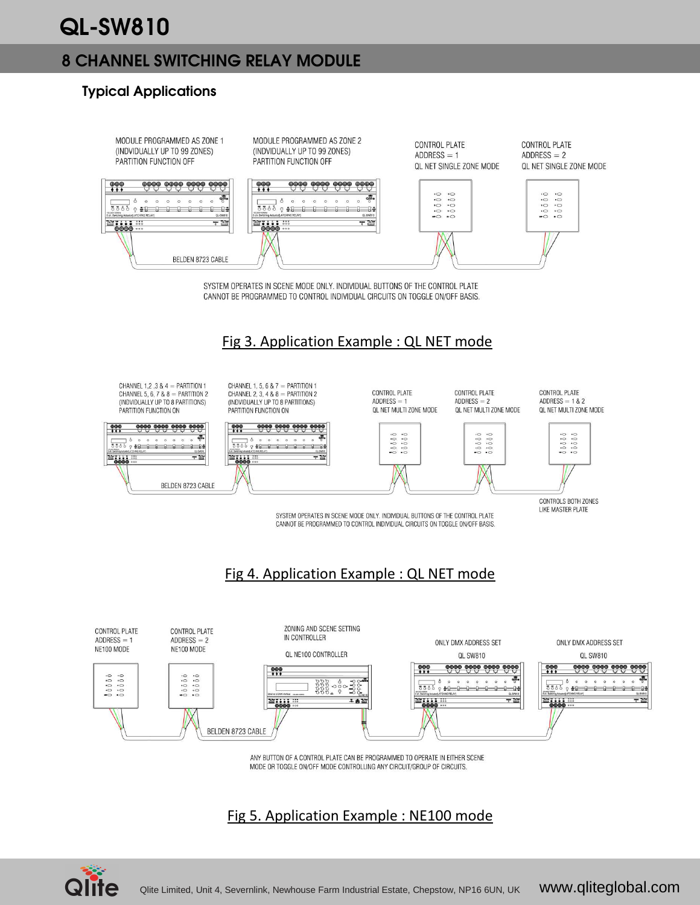# QL-SW810

## 8 CHANNEL SWITCHING RELAY MODULE

### Typical Applications

MODULE PROGRAMMED AS ZONE 1
(INDIVIDUALLY UP TO 99 ZONES)
PARTITION FUNCTION OFF

MODULE PROGRAMMED AS ZONE 2
(INDIVIDUALLY UP TO 99 ZONES)
PARTITION FUNCTION OFF

CONTROL PLATE
ADDRESS = 1
QL NET SINGLE ZONE MODE

CONTROL PLATE
ADDRESS = 2
QL NET SINGLE ZONE MODE

BELDEN 8723 CABLE

SYSTEM OPERATES IN SCENE MODE ONLY. INDIVIDUAL BUTTONS OF THE CONTROL PLATE CANNOT BE PROGRAMMED TO CONTROL INDIVIDUAL CIRCUITS ON TOGGLE ON/OFF BASIS.

Fig 3. Application Example : QL NET mode

CHANNEL 1,2 ,3 & 4 = PARTITION 1
CHANNEL 5, 6, 7 & 8 = PARTITION 2
(INDIVIDUALLY UP TO 8 PARTITIONS)
PARTITION FUNCTION ON

CHANNEL 1, 5, 6 & 7 = PARTITION 1
CHANNEL 2, 3, 4 & 8 = PARTITION 2
(INDIVIDUALLY UP TO 8 PARTITIONS)
PARTITION FUNCTION ON

CONTROL PLATE
ADDRESS = 1
QL NET MULTI ZONE MODE

CONTROL PLATE
ADDRESS = 2
QL NET MULTI ZONE MODE

CONTROL PLATE
ADDRESS = 1 & 2
QL NET MULTI ZONE MODE

BELDEN 8723 CABLE

CONTROLS BOTH ZONES LIKE MASTER PLATE

SYSTEM OPERATES IN SCENE MODE ONLY. INDIVIDUAL BUTTONS OF THE CONTROL PLATE CANNOT BE PROGRAMMED TO CONTROL INDIVIDUAL CIRCUITS ON TOGGLE ON/OFF BASIS.

Fig 4. Application Example : QL NET mode

CONTROL PLATE
ADDRESS = 1
NE100 MODE

CONTROL PLATE
ADDRESS = 2
NE100 MODE

ZONING AND SCENE SETTING IN CONTROLLER

QL NE100 CONTROLLER

ONLY DMX ADDRESS SET
QL SW810

ONLY DMX ADDRESS SET
QL SW810

BELDEN 8723 CABLE

ANY BUTTON OF A CONTROL PLATE CAN BE PROGRAMMED TO OPERATE IN EITHER SCENE MODE OR TOGGLE ON/OFF MODE CONTROLLING ANY CIRCUIT/GROUP OF CIRCUITS.

Fig 5. Application Example : NE100 mode